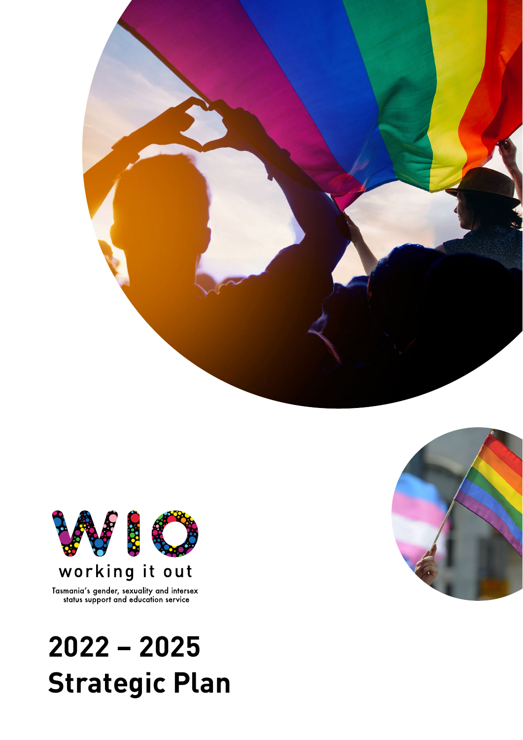WIO

working it out

Tasmania's gender, sexuality and intersex status support and education service

# 2022 – 2025 Strategic Plan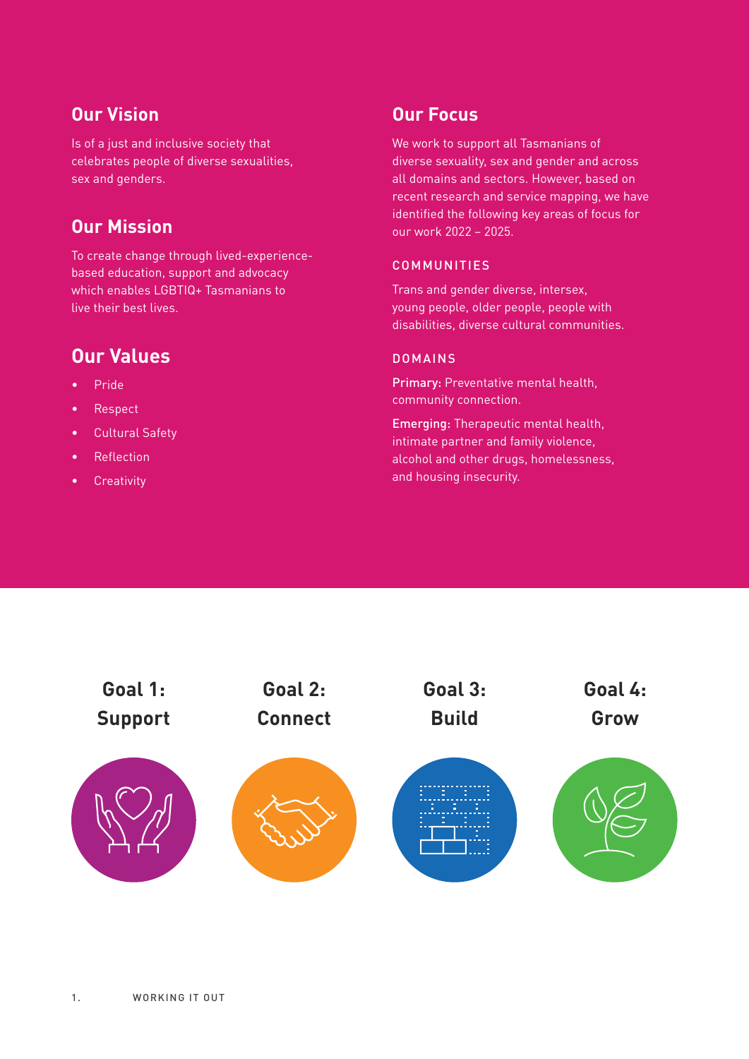## Our Vision

Is of a just and inclusive society that celebrates people of diverse sexualities, sex and genders.

## Our Mission

To create change through lived-experience-based education, support and advocacy which enables LGBTIQ+ Tasmanians to live their best lives.

## Our Values

- Pride
- Respect
- Cultural Safety
- Reflection
- Creativity

## Our Focus

We work to support all Tasmanians of diverse sexuality, sex and gender and across all domains and sectors. However, based on recent research and service mapping, we have identified the following key areas of focus for our work 2022 – 2025.

### COMMUNITIES

Trans and gender diverse, intersex, young people, older people, people with disabilities, diverse cultural communities.

### DOMAINS

**Primary:** Preventative mental health, community connection.

**Emerging:** Therapeutic mental health, intimate partner and family violence, alcohol and other drugs, homelessness, and housing insecurity.

**Goal 1: Support**

**Goal 2: Connect**

**Goal 3: Build**

**Goal 4: Grow**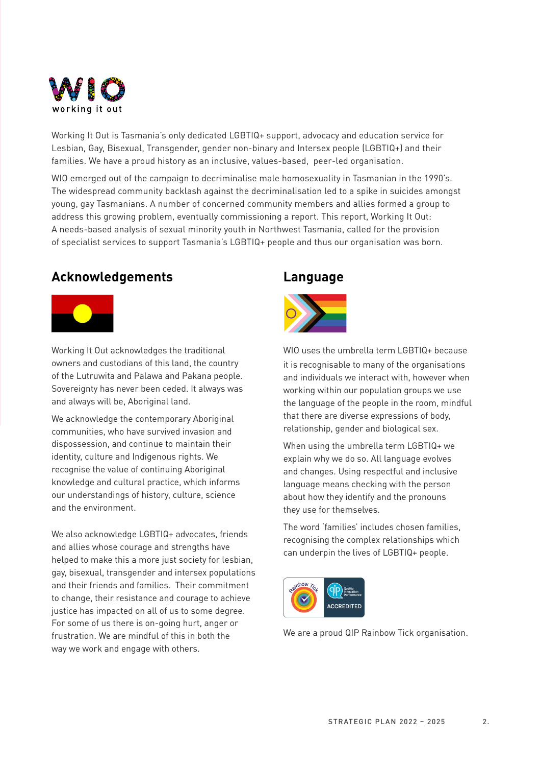Working It Out is Tasmania's only dedicated LGBTIQ+ support, advocacy and education service for Lesbian, Gay, Bisexual, Transgender, gender non-binary and Intersex people (LGBTIQ+) and their families. We have a proud history as an inclusive, values-based, peer-led organisation.

WIO emerged out of the campaign to decriminalise male homosexuality in Tasmanian in the 1990's. The widespread community backlash against the decriminalisation led to a spike in suicides amongst young, gay Tasmanians. A number of concerned community members and allies formed a group to address this growing problem, eventually commissioning a report. This report, Working It Out: A needs-based analysis of sexual minority youth in Northwest Tasmania, called for the provision of specialist services to support Tasmania's LGBTIQ+ people and thus our organisation was born.

## Acknowledgements

Working It Out acknowledges the traditional owners and custodians of this land, the country of the Lutruwita and Palawa and Pakana people. Sovereignty has never been ceded. It always was and always will be, Aboriginal land.

We acknowledge the contemporary Aboriginal communities, who have survived invasion and dispossession, and continue to maintain their identity, culture and Indigenous rights. We recognise the value of continuing Aboriginal knowledge and cultural practice, which informs our understandings of history, culture, science and the environment.

We also acknowledge LGBTIQ+ advocates, friends and allies whose courage and strengths have helped to make this a more just society for lesbian, gay, bisexual, transgender and intersex populations and their friends and families. Their commitment to change, their resistance and courage to achieve justice has impacted on all of us to some degree. For some of us there is on-going hurt, anger or frustration. We are mindful of this in both the way we work and engage with others.

## Language

WIO uses the umbrella term LGBTIQ+ because it is recognisable to many of the organisations and individuals we interact with, however when working within our population groups we use the language of the people in the room, mindful that there are diverse expressions of body, relationship, gender and biological sex.

When using the umbrella term LGBTIQ+ we explain why we do so. All language evolves and changes. Using respectful and inclusive language means checking with the person about how they identify and the pronouns they use for themselves.

The word 'families' includes chosen families, recognising the complex relationships which can underpin the lives of LGBTIQ+ people.

We are a proud QIP Rainbow Tick organisation.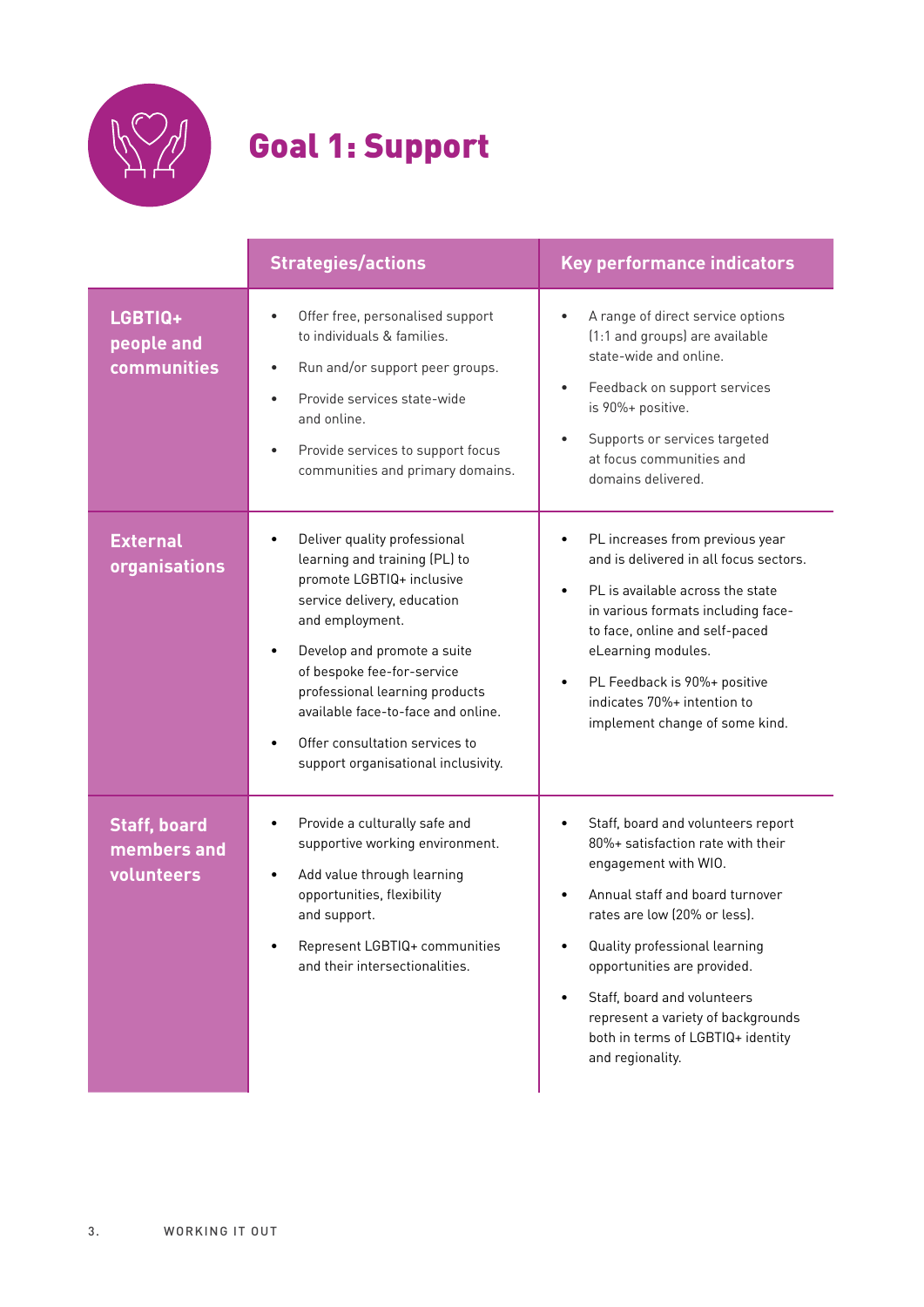# Goal 1: Support

| | Strategies/actions | Key performance indicators |
|---|---|---|
| **LGBTIQ+ people and communities** | • Offer free, personalised support to individuals & families.<br>• Run and/or support peer groups.<br>• Provide services state-wide and online.<br>• Provide services to support focus communities and primary domains. | • A range of direct service options (1:1 and groups) are available state-wide and online.<br>• Feedback on support services is 90%+ positive.<br>• Supports or services targeted at focus communities and domains delivered. |
| **External organisations** | • Deliver quality professional learning and training (PL) to promote LGBTIQ+ inclusive service delivery, education and employment.<br>• Develop and promote a suite of bespoke fee-for-service professional learning products available face-to-face and online.<br>• Offer consultation services to support organisational inclusivity. | • PL increases from previous year and is delivered in all focus sectors.<br>• PL is available across the state in various formats including face-to face, online and self-paced eLearning modules.<br>• PL Feedback is 90%+ positive indicates 70%+ intention to implement change of some kind. |
| **Staff, board members and volunteers** | • Provide a culturally safe and supportive working environment.<br>• Add value through learning opportunities, flexibility and support.<br>• Represent LGBTIQ+ communities and their intersectionalities. | • Staff, board and volunteers report 80%+ satisfaction rate with their engagement with WIO.<br>• Annual staff and board turnover rates are low (20% or less).<br>• Quality professional learning opportunities are provided.<br>• Staff, board and volunteers represent a variety of backgrounds both in terms of LGBTIQ+ identity and regionality. |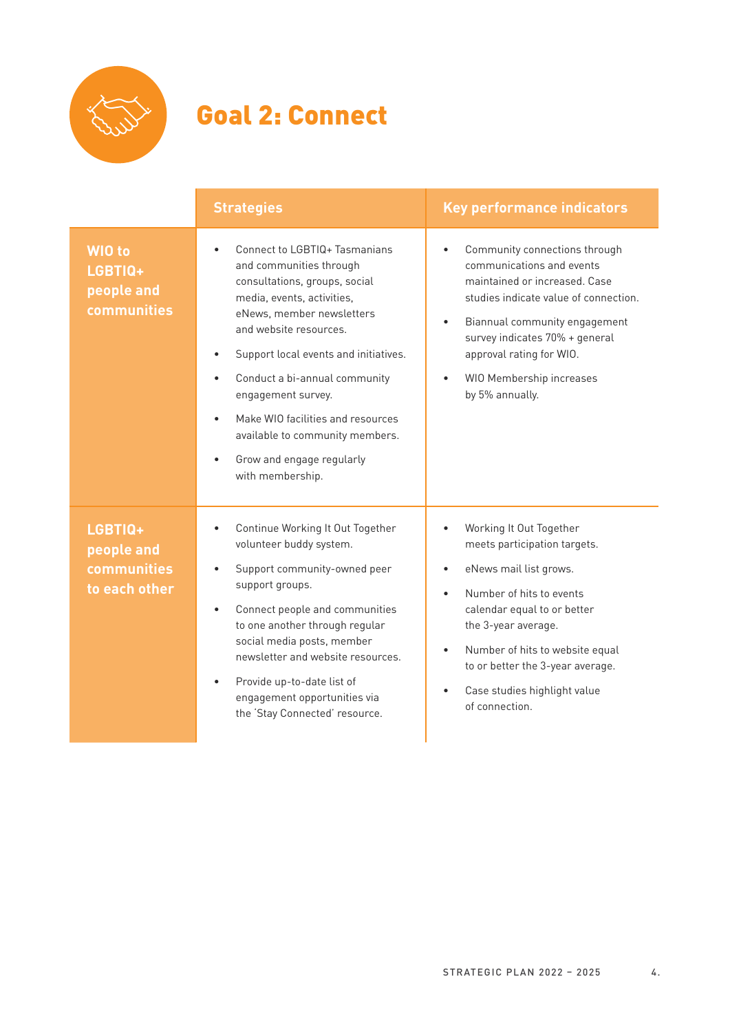# Goal 2: Connect

| | Strategies | Key performance indicators |
|---|---|---|
| **WIO to LGBTIQ+ people and communities** | • Connect to LGBTIQ+ Tasmanians and communities through consultations, groups, social media, events, activities, eNews, member newsletters and website resources.<br>• Support local events and initiatives.<br>• Conduct a bi-annual community engagement survey.<br>• Make WIO facilities and resources available to community members.<br>• Grow and engage regularly with membership. | • Community connections through communications and events maintained or increased. Case studies indicate value of connection.<br>• Biannual community engagement survey indicates 70% + general approval rating for WIO.<br>• WIO Membership increases by 5% annually. |
| **LGBTIQ+ people and communities to each other** | • Continue Working It Out Together volunteer buddy system.<br>• Support community-owned peer support groups.<br>• Connect people and communities to one another through regular social media posts, member newsletter and website resources.<br>• Provide up-to-date list of engagement opportunities via the 'Stay Connected' resource. | • Working It Out Together meets participation targets.<br>• eNews mail list grows.<br>• Number of hits to events calendar equal to or better the 3-year average.<br>• Number of hits to website equal to or better the 3-year average.<br>• Case studies highlight value of connection. |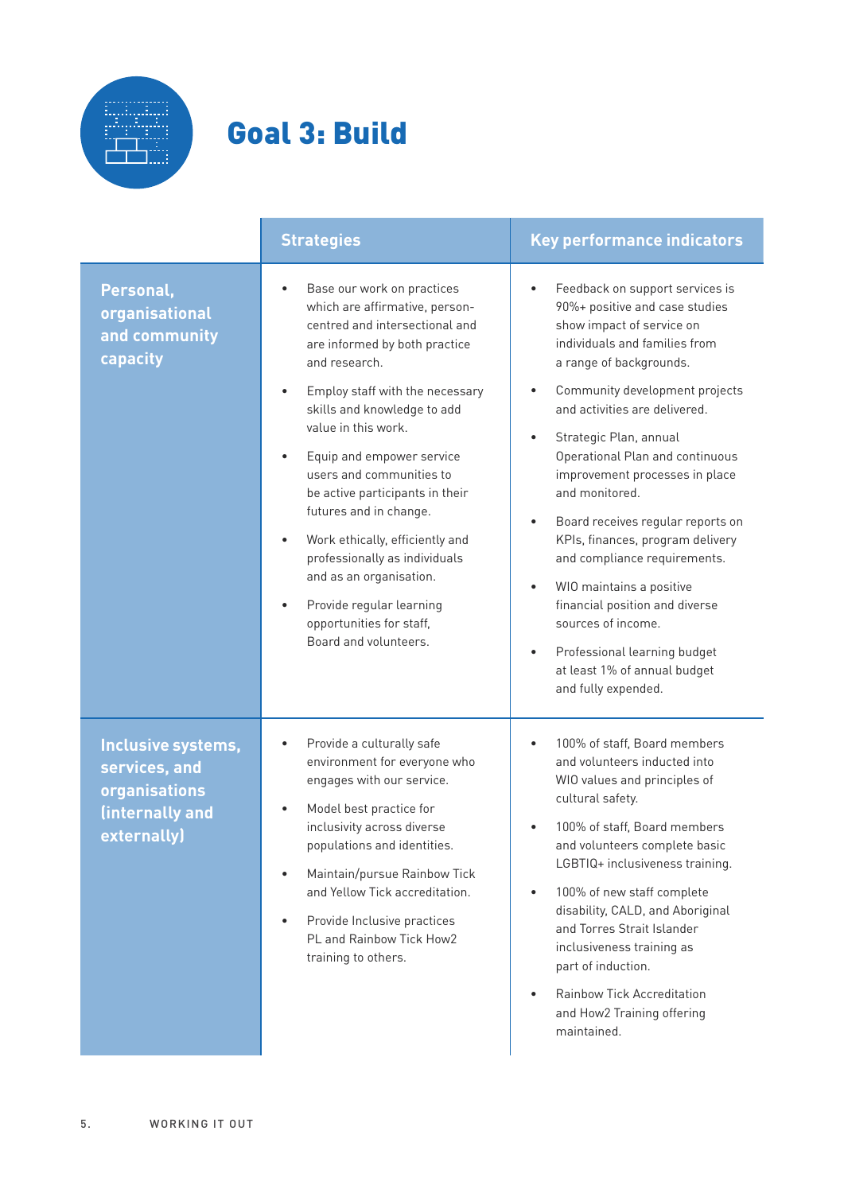# Goal 3: Build

| | Strategies | Key performance indicators |
|---|---|---|
| **Personal, organisational and community capacity** | • Base our work on practices which are affirmative, person-centred and intersectional and are informed by both practice and research.<br>• Employ staff with the necessary skills and knowledge to add value in this work.<br>• Equip and empower service users and communities to be active participants in their futures and in change.<br>• Work ethically, efficiently and professionally as individuals and as an organisation.<br>• Provide regular learning opportunities for staff, Board and volunteers. | • Feedback on support services is 90%+ positive and case studies show impact of service on individuals and families from a range of backgrounds.<br>• Community development projects and activities are delivered.<br>• Strategic Plan, annual Operational Plan and continuous improvement processes in place and monitored.<br>• Board receives regular reports on KPIs, finances, program delivery and compliance requirements.<br>• WIO maintains a positive financial position and diverse sources of income.<br>• Professional learning budget at least 1% of annual budget and fully expended. |
| **Inclusive systems, services, and organisations (internally and externally)** | • Provide a culturally safe environment for everyone who engages with our service.<br>• Model best practice for inclusivity across diverse populations and identities.<br>• Maintain/pursue Rainbow Tick and Yellow Tick accreditation.<br>• Provide Inclusive practices PL and Rainbow Tick How2 training to others. | • 100% of staff, Board members and volunteers inducted into WIO values and principles of cultural safety.<br>• 100% of staff, Board members and volunteers complete basic LGBTIQ+ inclusiveness training.<br>• 100% of new staff complete disability, CALD, and Aboriginal and Torres Strait Islander inclusiveness training as part of induction.<br>• Rainbow Tick Accreditation and How2 Training offering maintained. |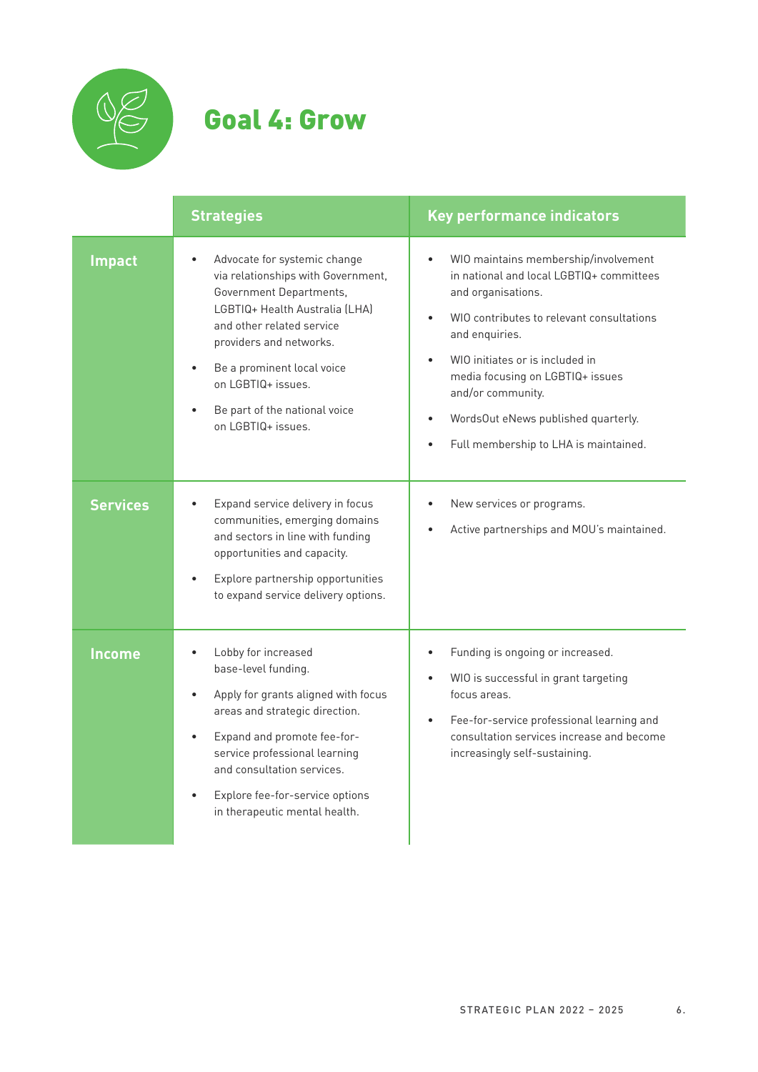# Goal 4: Grow

| | Strategies | Key performance indicators |
|---|---|---|
| **Impact** | • Advocate for systemic change via relationships with Government, Government Departments, LGBTIQ+ Health Australia (LHA) and other related service providers and networks.<br>• Be a prominent local voice on LGBTIQ+ issues.<br>• Be part of the national voice on LGBTIQ+ issues. | • WIO maintains membership/involvement in national and local LGBTIQ+ committees and organisations.<br>• WIO contributes to relevant consultations and enquiries.<br>• WIO initiates or is included in media focusing on LGBTIQ+ issues and/or community.<br>• WordsOut eNews published quarterly.<br>• Full membership to LHA is maintained. |
| **Services** | • Expand service delivery in focus communities, emerging domains and sectors in line with funding opportunities and capacity.<br>• Explore partnership opportunities to expand service delivery options. | • New services or programs.<br>• Active partnerships and MOU's maintained. |
| **Income** | • Lobby for increased base-level funding.<br>• Apply for grants aligned with focus areas and strategic direction.<br>• Expand and promote fee-for-service professional learning and consultation services.<br>• Explore fee-for-service options in therapeutic mental health. | • Funding is ongoing or increased.<br>• WIO is successful in grant targeting focus areas.<br>• Fee-for-service professional learning and consultation services increase and become increasingly self-sustaining. |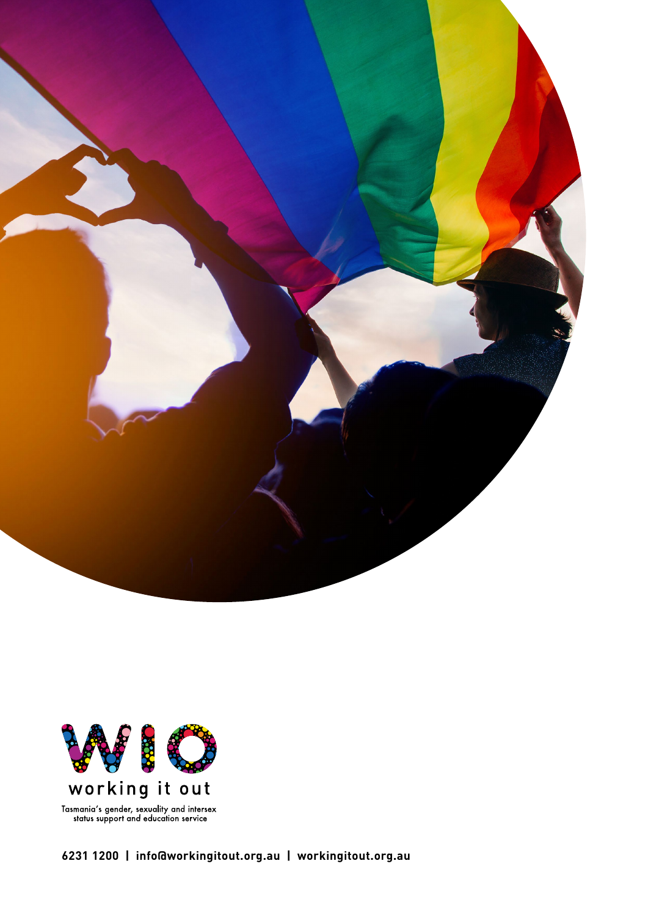WIO

working it out

Tasmania's gender, sexuality and intersex status support and education service

**6231 1200 | info@workingitout.org.au | workingitout.org.au**